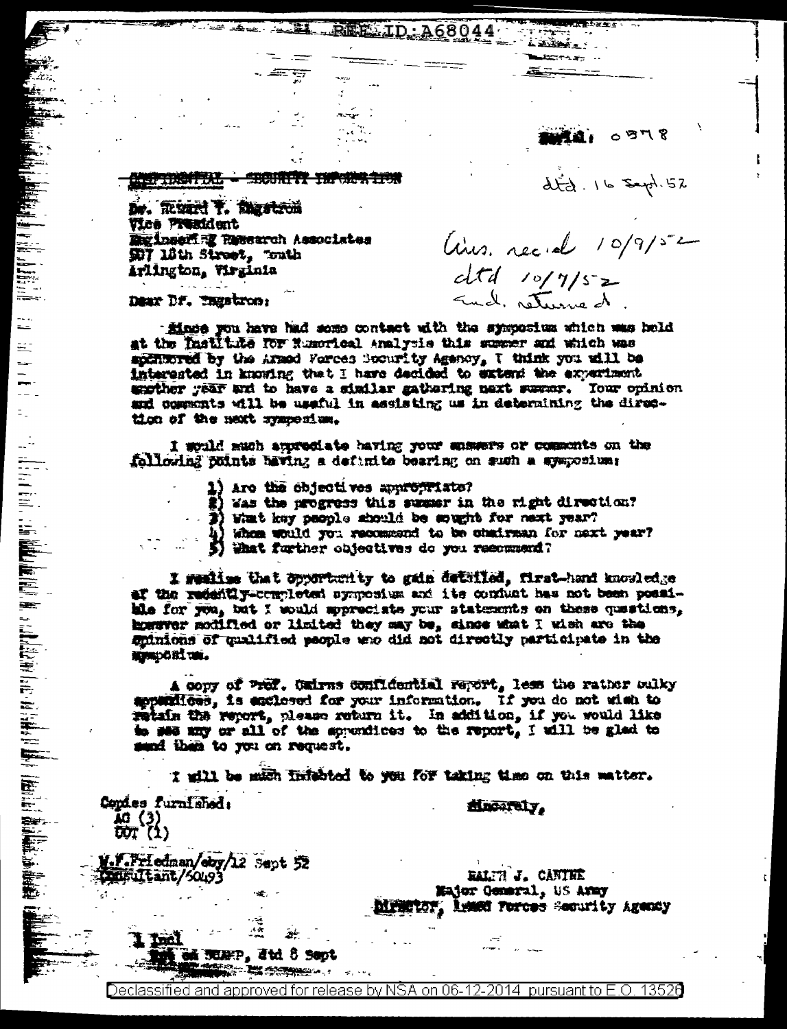REF ID:A68044

Serial: 0378

dtd. 16 Sept. 52

~~CONFIDENTIAL - SECURITY INFORMATION~~

Dr. Howard T. Engstrom
Vice President
Engineering Research Associates
507 18th Street, South
Arlington, Virginia

Ans. rec'd 10/9/52
dtd 10/7/52
Encl. returned.

Dear Dr. Engstrom:

Since you have had some contact with the symposium which was held at the Institute for Numerical Analysis this summer and which was sponsored by the Armed Forces Security Agency, I think you will be interested in knowing that I have decided to extend the experiment another year and to have a similar gathering next summer. Your opinion and comments will be useful in assisting us in determining the direction of the next symposium.

I would much appreciate having your answers or comments on the following points having a definite bearing on such a symposium:

1) Are the objectives appropriate?
2) Was the progress this summer in the right direction?
3) What key people should be sought for next year?
4) Whom would you recommend to be chairman for next year?
5) What further objectives do you recommend?

I realize that opportunity to gain detailed, first-hand knowledge of the recently-completed symposium and its conduct has not been possible for you, but I would appreciate your statements on these questions, however modified or limited they may be, since what I wish are the opinions of qualified people who did not directly participate in the symposium.

A copy of Prof. Cairns confidential report, less the rather bulky appendices, is enclosed for your information. If you do not wish to retain the report, please return it. In addition, if you would like to see any or all of the appendices to the report, I will be glad to send them to you on request.

I will be much indebted to you for taking time on this matter.

Sincerely,

Copies furnished:
AG (3)
UOT (1)

W.F.Friedman/eby/12 Sept 52
Consultant/60493

RALPH J. CANINE
Major General, US Army
Director, Armed Forces Security Agency

1 Incl
Rpt on SCAMP, dtd 8 Sept

Declassified and approved for release by NSA on 06-12-2014 pursuant to E.O. 13526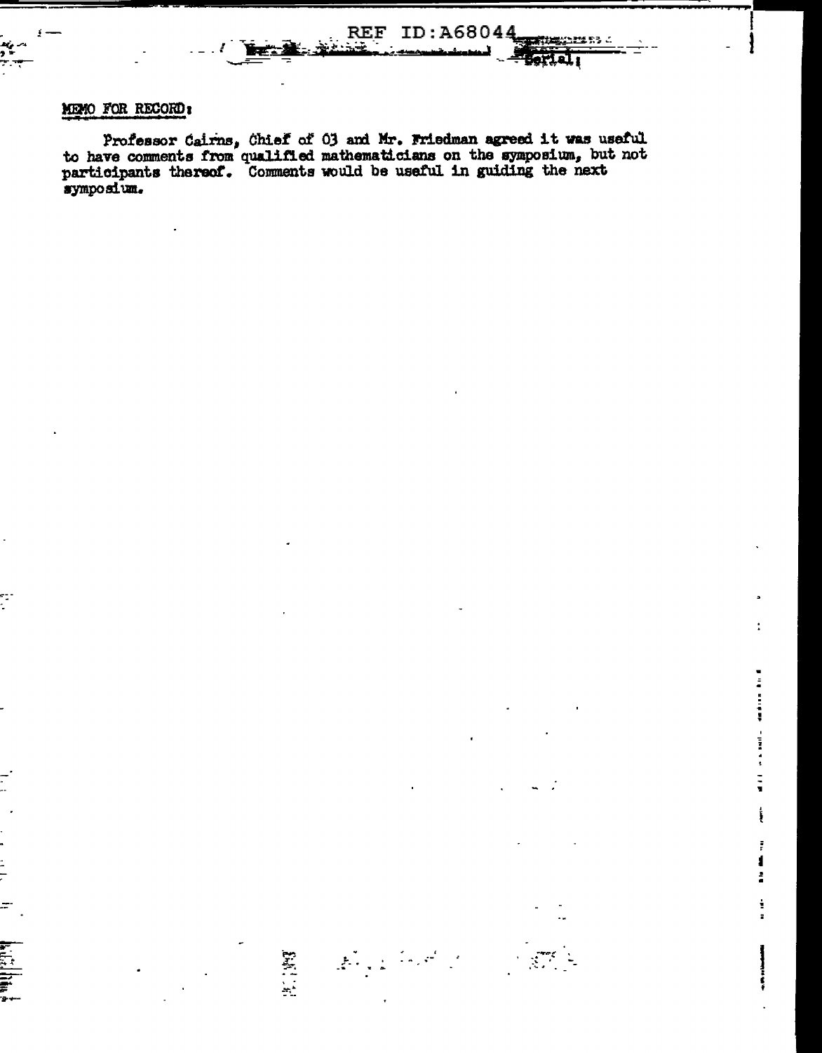REF ID:A68044

Serial:

MEMO FOR RECORD:

Professor Cairns, Chief of 03 and Mr. Friedman agreed it was useful to have comments from qualified mathematicians on the symposium, but not participants thereof. Comments would be useful in guiding the next symposium.